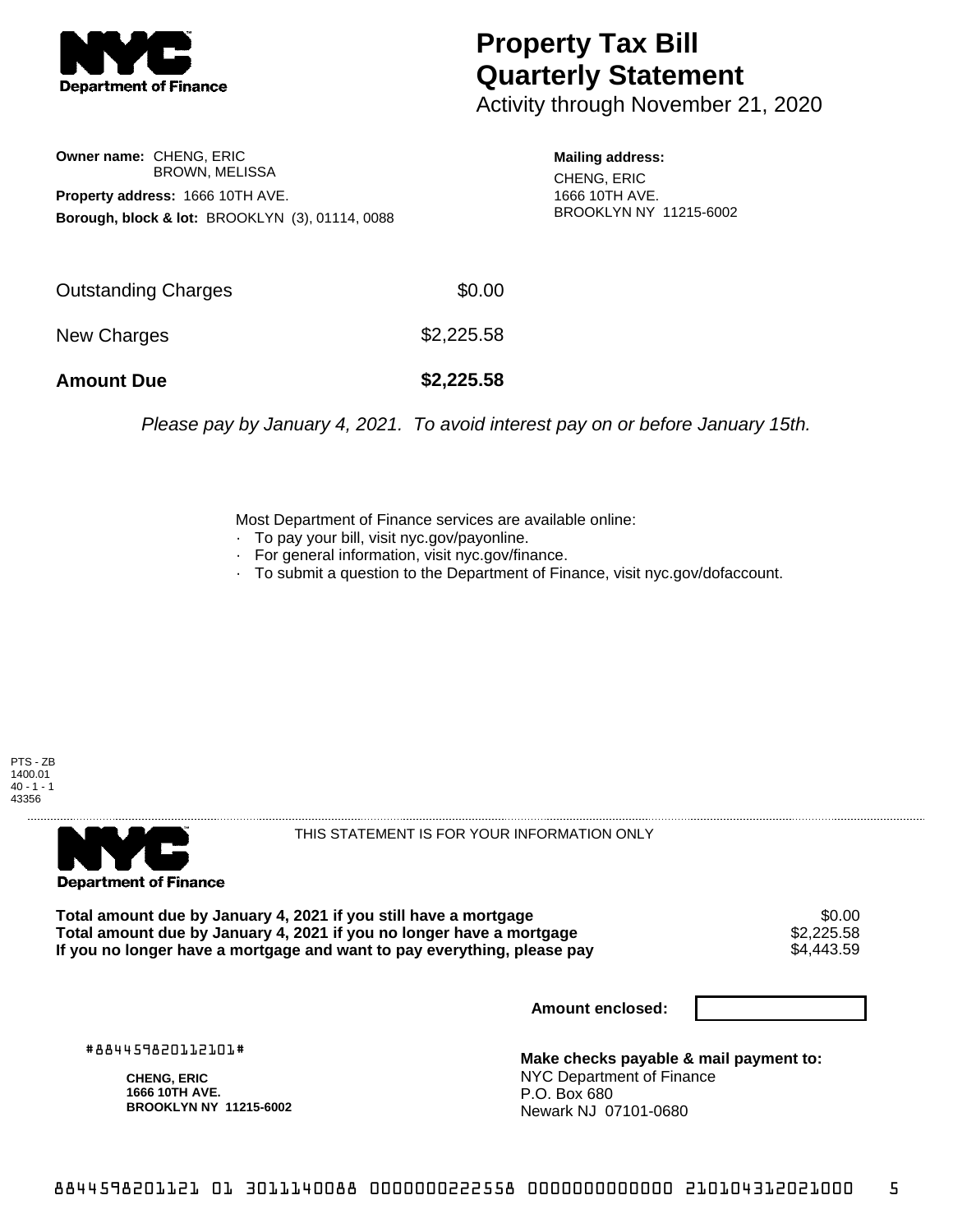**Department of Finance**

# Property Tax Bill Quarterly Statement

Activity through November 21, 2020

**Owner name:** CHENG, ERIC
BROWN, MELISSA

**Property address:** 1666 10TH AVE.

**Borough, block & lot:** BROOKLYN (3), 01114, 0088

**Mailing address:**
CHENG, ERIC
1666 10TH AVE.
BROOKLYN NY 11215-6002

| | |
|---|---|
| Outstanding Charges | $0.00 |
| New Charges | $2,225.58 |
| **Amount Due** | **$2,225.58** |

*Please pay by January 4, 2021. To avoid interest pay on or before January 15th.*

Most Department of Finance services are available online:

- To pay your bill, visit nyc.gov/payonline.
- For general information, visit nyc.gov/finance.
- To submit a question to the Department of Finance, visit nyc.gov/dofaccount.

PTS - ZB
1400.01
40 - 1 - 1
43356

---

**Department of Finance**

THIS STATEMENT IS FOR YOUR INFORMATION ONLY

| | |
|---|---|
| **Total amount due by January 4, 2021 if you still have a mortgage** | $0.00 |
| **Total amount due by January 4, 2021 if you no longer have a mortgage** | $2,225.58 |
| **If you no longer have a mortgage and want to pay everything, please pay** | $4,443.59 |

**Amount enclosed:**

#884459820112101#

**CHENG, ERIC**
**1666 10TH AVE.**
**BROOKLYN NY 11215-6002**

**Make checks payable & mail payment to:**
NYC Department of Finance
P.O. Box 680
Newark NJ 07101-0680

8844598201121 01 3011140088 0000000222558 0000000000000 210104312021000 5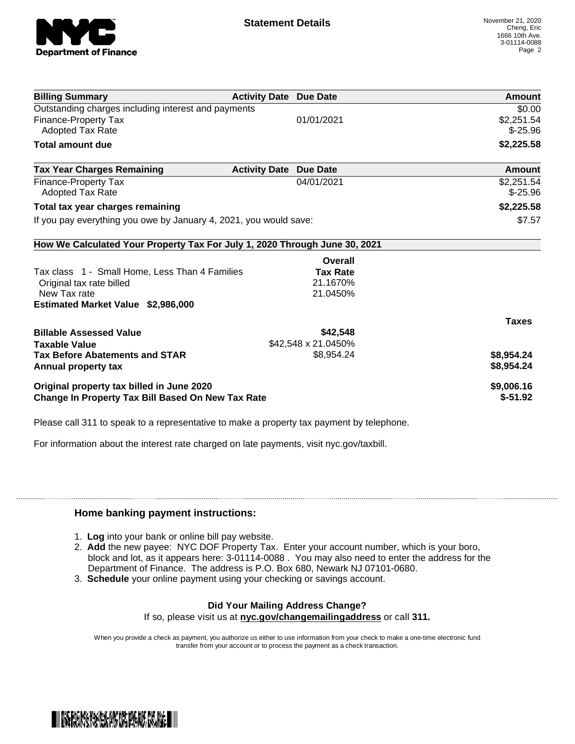## Statement Details

November 21, 2020
Cheng, Eric
1666 10th Ave.
3-01114-0088

| Billing Summary | Activity Date | Due Date | Amount |
|---|---|---|---|
| Outstanding charges including interest and payments | | | $0.00 |
| Finance-Property Tax | | 01/01/2021 | $2,251.54 |
| Adopted Tax Rate | | | $-25.96 |
| **Total amount due** | | | **$2,225.58** |

| Tax Year Charges Remaining | Activity Date | Due Date | Amount |
|---|---|---|---|
| Finance-Property Tax | | 04/01/2021 | $2,251.54 |
| Adopted Tax Rate | | | $-25.96 |
| **Total tax year charges remaining** | | | **$2,225.58** |
| If you pay everything you owe by January 4, 2021, you would save: | | | $7.57 |

### How We Calculated Your Property Tax For July 1, 2020 Through June 30, 2021

| | Overall Tax Rate | Taxes |
|---|---|---|
| Tax class 1 - Small Home, Less Than 4 Families | | |
| Original tax rate billed | 21.1670% | |
| New Tax rate | 21.0450% | |
| **Estimated Market Value $2,986,000** | | |
| **Billable Assessed Value** | **$42,548** | |
| **Taxable Value** | $42,548 x 21.0450% | |
| **Tax Before Abatements and STAR** | $8,954.24 | **$8,954.24** |
| **Annual property tax** | | **$8,954.24** |
| **Original property tax billed in June 2020** | | **$9,006.16** |
| **Change In Property Tax Bill Based On New Tax Rate** | | **$-51.92** |

Please call 311 to speak to a representative to make a property tax payment by telephone.

For information about the interest rate charged on late payments, visit nyc.gov/taxbill.

### Home banking payment instructions:

1. **Log** into your bank or online bill pay website.
2. **Add** the new payee: NYC DOF Property Tax. Enter your account number, which is your boro, block and lot, as it appears here: 3-01114-0088 . You may also need to enter the address for the Department of Finance. The address is P.O. Box 680, Newark NJ 07101-0680.
3. **Schedule** your online payment using your checking or savings account.

**Did Your Mailing Address Change?**

If so, please visit us at **nyc.gov/changemailingaddress** or call **311.**

When you provide a check as payment, you authorize us either to use information from your check to make a one-time electronic fund transfer from your account or to process the payment as a check transaction.